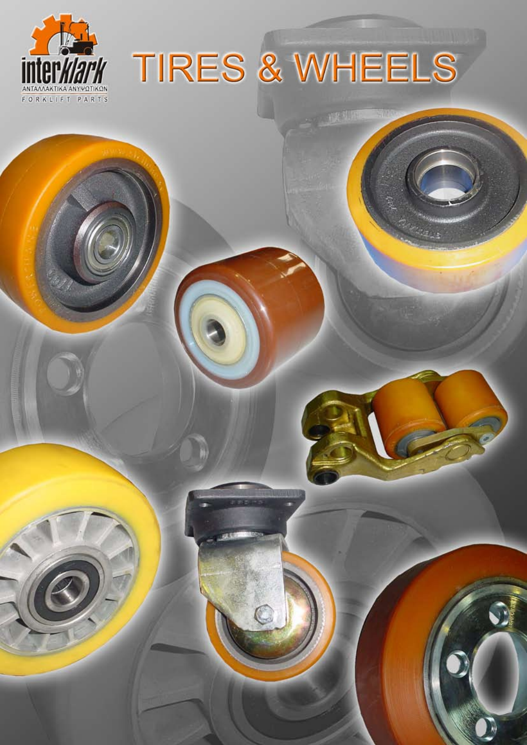interklark

ΑΝΤΑΛΛΑΚΤΙΚΑ ΑΝΥΨΩΤΙΚΩΝ

FORKLIFT PARTS

# TIRES & WHEELS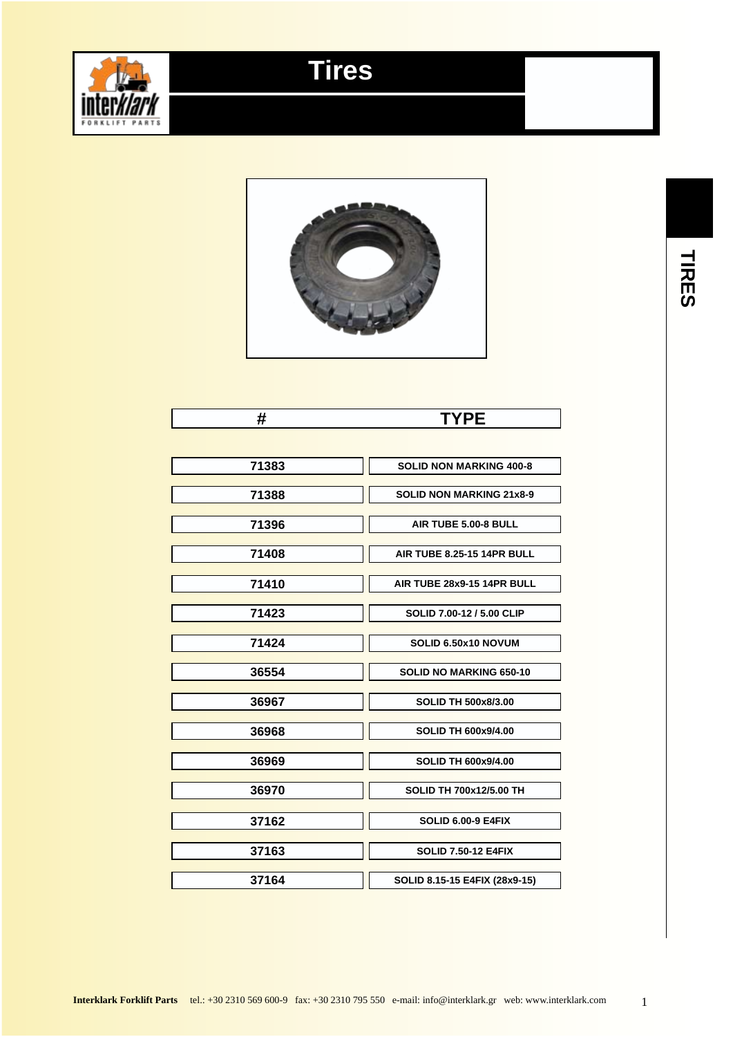# Tires

| # | TYPE |
|---|---|
| 71383 | SOLID NON MARKING 400-8 |
| 71388 | SOLID NON MARKING 21x8-9 |
| 71396 | AIR TUBE 5.00-8 BULL |
| 71408 | AIR TUBE 8.25-15 14PR BULL |
| 71410 | AIR TUBE 28x9-15 14PR BULL |
| 71423 | SOLID 7.00-12 / 5.00 CLIP |
| 71424 | SOLID 6.50x10 NOVUM |
| 36554 | SOLID NO MARKING 650-10 |
| 36967 | SOLID TH 500x8/3.00 |
| 36968 | SOLID TH 600x9/4.00 |
| 36969 | SOLID TH 600x9/4.00 |
| 36970 | SOLID TH 700x12/5.00 TH |
| 37162 | SOLID 6.00-9 E4FIX |
| 37163 | SOLID 7.50-12 E4FIX |
| 37164 | SOLID 8.15-15 E4FIX (28x9-15) |

**Interklark Forklift Parts** tel.: +30 2310 569 600-9 fax: +30 2310 795 550 e-mail: info@interklark.gr web: www.interklark.com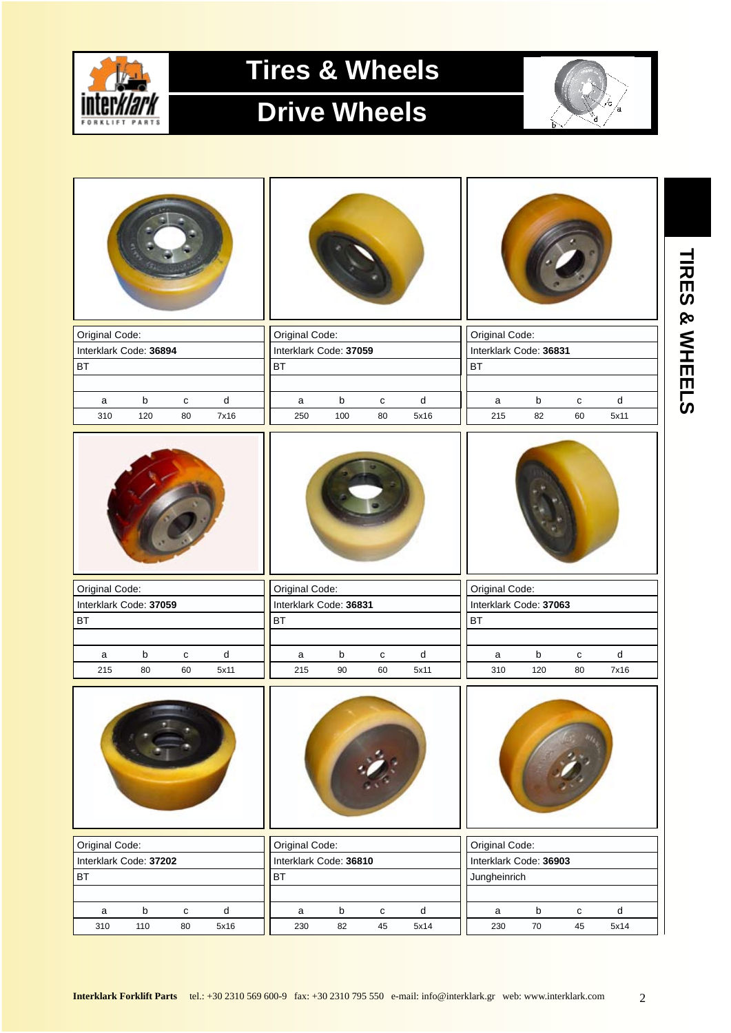# Tires & Wheels

## Drive Wheels

| Original Code: | | | |
|---|---|---|---|
| Interklark Code: **36894** | | | |
| BT | | | |
| | | | |
| a | b | c | d |
| 310 | 120 | 80 | 7x16 |

| Original Code: | | | |
|---|---|---|---|
| Interklark Code: **37059** | | | |
| BT | | | |
| | | | |
| a | b | c | d |
| 250 | 100 | 80 | 5x16 |

| Original Code: | | | |
|---|---|---|---|
| Interklark Code: **36831** | | | |
| BT | | | |
| | | | |
| a | b | c | d |
| 215 | 82 | 60 | 5x11 |

| Original Code: | | | |
|---|---|---|---|
| Interklark Code: **37059** | | | |
| BT | | | |
| | | | |
| a | b | c | d |
| 215 | 80 | 60 | 5x11 |

| Original Code: | | | |
|---|---|---|---|
| Interklark Code: **36831** | | | |
| BT | | | |
| | | | |
| a | b | c | d |
| 215 | 90 | 60 | 5x11 |

| Original Code: | | | |
|---|---|---|---|
| Interklark Code: **37063** | | | |
| BT | | | |
| | | | |
| a | b | c | d |
| 310 | 120 | 80 | 7x16 |

| Original Code: | | | |
|---|---|---|---|
| Interklark Code: **37202** | | | |
| BT | | | |
| | | | |
| a | b | c | d |
| 310 | 110 | 80 | 5x16 |

| Original Code: | | | |
|---|---|---|---|
| Interklark Code: **36810** | | | |
| BT | | | |
| | | | |
| a | b | c | d |
| 230 | 82 | 45 | 5x14 |

| Original Code: | | | |
|---|---|---|---|
| Interklark Code: **36903** | | | |
| Jungheinrich | | | |
| | | | |
| a | b | c | d |
| 230 | 70 | 45 | 5x14 |

**Interklark Forklift Parts** tel.: +30 2310 569 600-9 fax: +30 2310 795 550 e-mail: info@interklark.gr web: www.interklark.com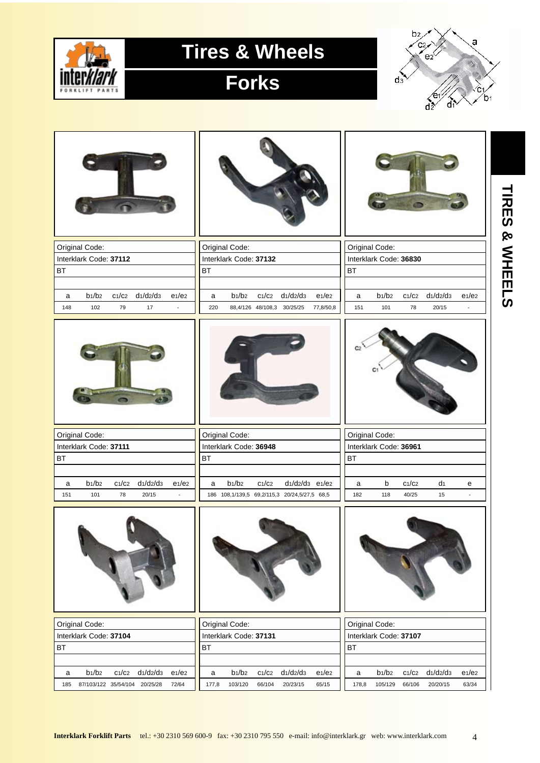# Tires & Wheels

## Forks

TIRES & WHEELS

| Original Code: | | | | |
|---|---|---|---|---|
| Interklark Code: **37112** | | | | |
| BT | | | | |
| a | $b_1/b_2$ | $c_1/c_2$ | $d_1/d_2/d_3$ | $e_1/e_2$ |
| 148 | 102 | 79 | 17 | - |

| Original Code: | | | | |
|---|---|---|---|---|
| Interklark Code: **37132** | | | | |
| BT | | | | |
| a | $b_1/b_2$ | $c_1/c_2$ | $d_1/d_2/d_3$ | $e_1/e_2$ |
| 220 | 88,4/126 | 48/108,3 | 30/25/25 | 77,8/50,8 |

| Original Code: | | | | |
|---|---|---|---|---|
| Interklark Code: **36830** | | | | |
| BT | | | | |
| a | $b_1/b_2$ | $c_1/c_2$ | $d_1/d_2/d_3$ | $e_1/e_2$ |
| 151 | 101 | 78 | 20/15 | - |

| Original Code: | | | | |
|---|---|---|---|---|
| Interklark Code: **37111** | | | | |
| BT | | | | |
| a | $b_1/b_2$ | $c_1/c_2$ | $d_1/d_2/d_3$ | $e_1/e_2$ |
| 151 | 101 | 78 | 20/15 | - |

| Original Code: | | | | |
|---|---|---|---|---|
| Interklark Code: **36948** | | | | |
| BT | | | | |
| a | $b_1/b_2$ | $c_1/c_2$ | $d_1/d_2/d_3$ | $e_1/e_2$ |
| 186 | 108,1/139,5 | 69,2/115,3 | 20/24,5/27,5 | 68,5 |

| Original Code: | | | | |
|---|---|---|---|---|
| Interklark Code: **36961** | | | | |
| BT | | | | |
| a | b | $c_1/c_2$ | $d_1$ | e |
| 182 | 118 | 40/25 | 15 | - |

| Original Code: | | | | |
|---|---|---|---|---|
| Interklark Code: **37104** | | | | |
| BT | | | | |
| a | $b_1/b_2$ | $c_1/c_2$ | $d_1/d_2/d_3$ | $e_1/e_2$ |
| 185 | 87/103/122 | 35/54/104 | 20/25/28 | 72/64 |

| Original Code: | | | | |
|---|---|---|---|---|
| Interklark Code: **37131** | | | | |
| BT | | | | |
| a | $b_1/b_2$ | $c_1/c_2$ | $d_1/d_2/d_3$ | $e_1/e_2$ |
| 177,8 | 103/120 | 66/104 | 20/23/15 | 65/15 |

| Original Code: | | | | |
|---|---|---|---|---|
| Interklark Code: **37107** | | | | |
| BT | | | | |
| a | $b_1/b_2$ | $c_1/c_2$ | $d_1/d_2/d_3$ | $e_1/e_2$ |
| 178,8 | 105/129 | 66/106 | 20/20/15 | 63/34 |

**Interklark Forklift Parts** tel.: +30 2310 569 600-9 fax: +30 2310 795 550 e-mail: info@interklark.gr web: www.interklark.com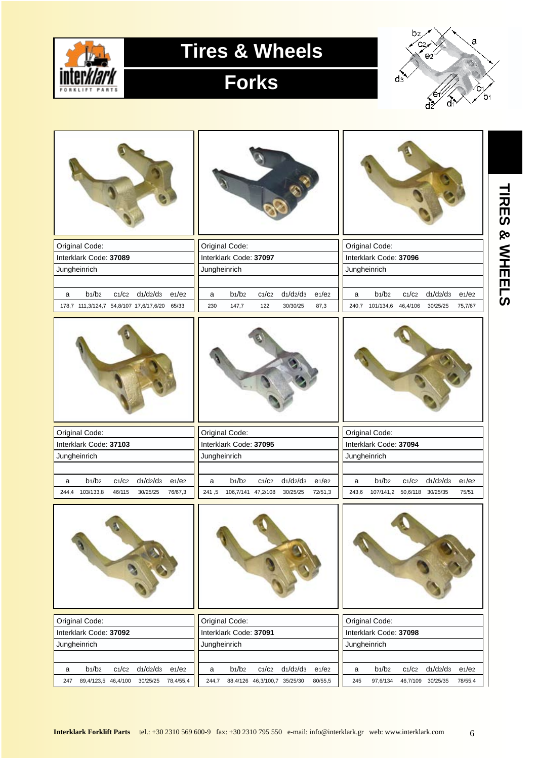# Tires & Wheels

## Forks

| Original Code: | | | | |
|---|---|---|---|---|
| Interklark Code: **37089** | | | | |
| Jungheinrich | | | | |
| a | $b_1/b_2$ | $c_1/c_2$ | $d_1/d_2/d_3$ | $e_1/e_2$ |
| 178,7 | 111,3/124,7 | 54,8/107 | 17,6/17,6/20 | 65/33 |

| Original Code: | | | | |
|---|---|---|---|---|
| Interklark Code: **37097** | | | | |
| Jungheinrich | | | | |
| a | $b_1/b_2$ | $c_1/c_2$ | $d_1/d_2/d_3$ | $e_1/e_2$ |
| 230 | 147,7 | 122 | 30/30/25 | 87,3 |

| Original Code: | | | | |
|---|---|---|---|---|
| Interklark Code: **37096** | | | | |
| Jungheinrich | | | | |
| a | $b_1/b_2$ | $c_1/c_2$ | $d_1/d_2/d_3$ | $e_1/e_2$ |
| 240,7 | 101/134,6 | 46,4/106 | 30/25/25 | 75,7/67 |

| Original Code: | | | | |
|---|---|---|---|---|
| Interklark Code: **37103** | | | | |
| Jungheinrich | | | | |
| a | $b_1/b_2$ | $c_1/c_2$ | $d_1/d_2/d_3$ | $e_1/e_2$ |
| 244,4 | 103/133,8 | 46/115 | 30/25/25 | 76/67,3 |

| Original Code: | | | | |
|---|---|---|---|---|
| Interklark Code: **37095** | | | | |
| Jungheinrich | | | | |
| a | $b_1/b_2$ | $c_1/c_2$ | $d_1/d_2/d_3$ | $e_1/e_2$ |
| 241 ,5 | 106,7/141 | 47,2/108 | 30/25/25 | 72/51,3 |

| Original Code: | | | | |
|---|---|---|---|---|
| Interklark Code: **37094** | | | | |
| Jungheinrich | | | | |
| a | $b_1/b_2$ | $c_1/c_2$ | $d_1/d_2/d_3$ | $e_1/e_2$ |
| 243,6 | 107/141,2 | 50,6/118 | 30/25/35 | 75/51 |

| Original Code: | | | | |
|---|---|---|---|---|
| Interklark Code: **37092** | | | | |
| Jungheinrich | | | | |
| a | $b_1/b_2$ | $c_1/c_2$ | $d_1/d_2/d_3$ | $e_1/e_2$ |
| 247 | 89,4/123,5 | 46,4/100 | 30/25/25 | 78,4/55,4 |

| Original Code: | | | | |
|---|---|---|---|---|
| Interklark Code: **37091** | | | | |
| Jungheinrich | | | | |
| a | $b_1/b_2$ | $c_1/c_2$ | $d_1/d_2/d_3$ | $e_1/e_2$ |
| 244,7 | 88,4/126 | 46,3/100,7 | 35/25/30 | 80/55,5 |

| Original Code: | | | | |
|---|---|---|---|---|
| Interklark Code: **37098** | | | | |
| Jungheinrich | | | | |
| a | $b_1/b_2$ | $c_1/c_2$ | $d_1/d_2/d_3$ | $e_1/e_2$ |
| 245 | 97,6/134 | 46,7/109 | 30/25/35 | 78/55,4 |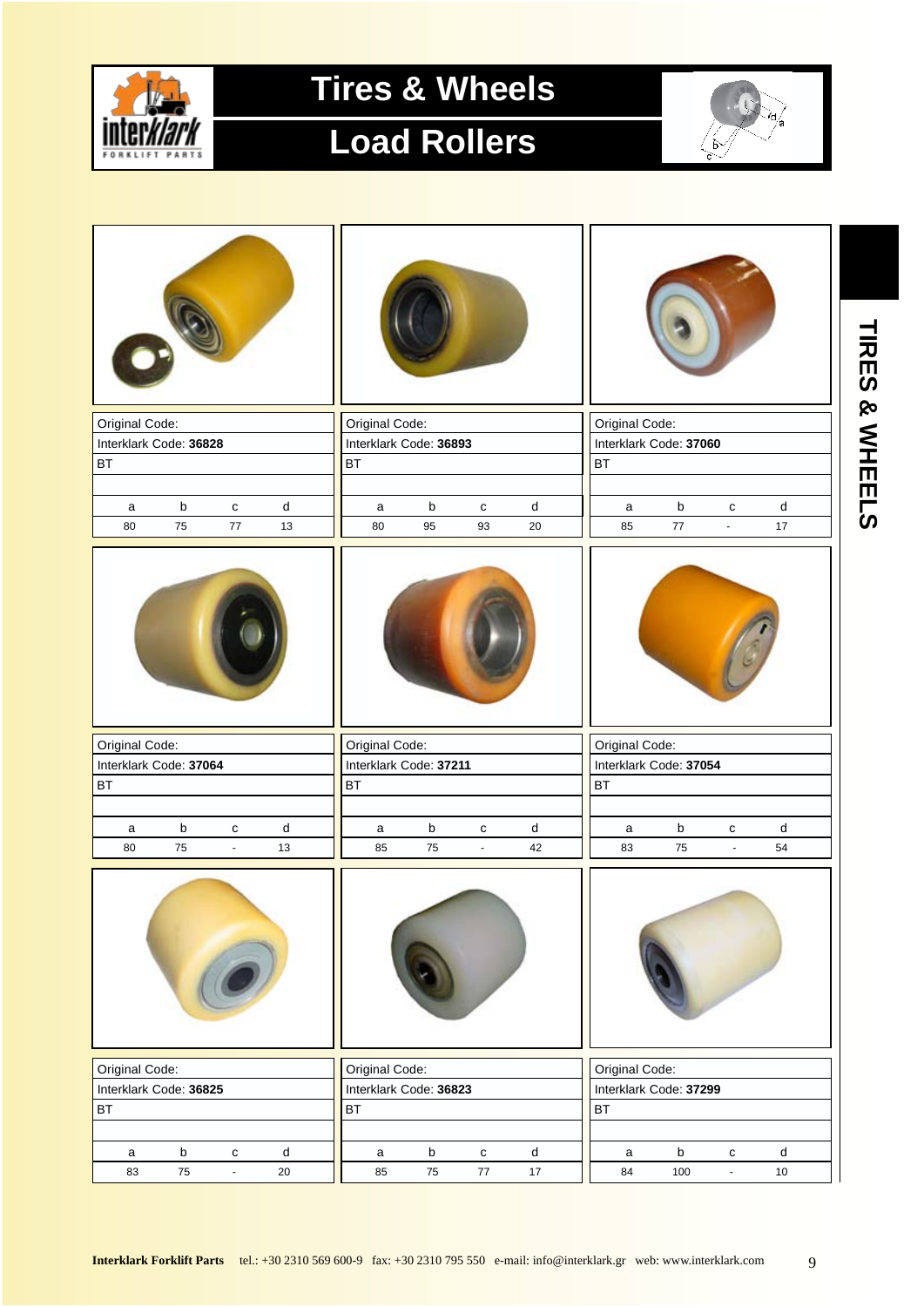# Tires & Wheels

## Load Rollers

| Original Code: | | | |
|---|---|---|---|
| Interklark Code: **36828** | | | |
| BT | | | |
| a | b | c | d |
| 80 | 75 | 77 | 13 |

| Original Code: | | | |
|---|---|---|---|
| Interklark Code: **36893** | | | |
| BT | | | |
| a | b | c | d |
| 80 | 95 | 93 | 20 |

| Original Code: | | | |
|---|---|---|---|
| Interklark Code: **37060** | | | |
| BT | | | |
| a | b | c | d |
| 85 | 77 | - | 17 |

| Original Code: | | | |
|---|---|---|---|
| Interklark Code: **37064** | | | |
| BT | | | |
| a | b | c | d |
| 80 | 75 | - | 13 |

| Original Code: | | | |
|---|---|---|---|
| Interklark Code: **37211** | | | |
| BT | | | |
| a | b | c | d |
| 85 | 75 | - | 42 |

| Original Code: | | | |
|---|---|---|---|
| Interklark Code: **37054** | | | |
| BT | | | |
| a | b | c | d |
| 83 | 75 | - | 54 |

| Original Code: | | | |
|---|---|---|---|
| Interklark Code: **36825** | | | |
| BT | | | |
| a | b | c | d |
| 83 | 75 | - | 20 |

| Original Code: | | | |
|---|---|---|---|
| Interklark Code: **36823** | | | |
| BT | | | |
| a | b | c | d |
| 85 | 75 | 77 | 17 |

| Original Code: | | | |
|---|---|---|---|
| Interklark Code: **37299** | | | |
| BT | | | |
| a | b | c | d |
| 84 | 100 | - | 10 |

**Interklark Forklift Parts** tel.: +30 2310 569 600-9 fax: +30 2310 795 550 e-mail: info@interklark.gr web: www.interklark.com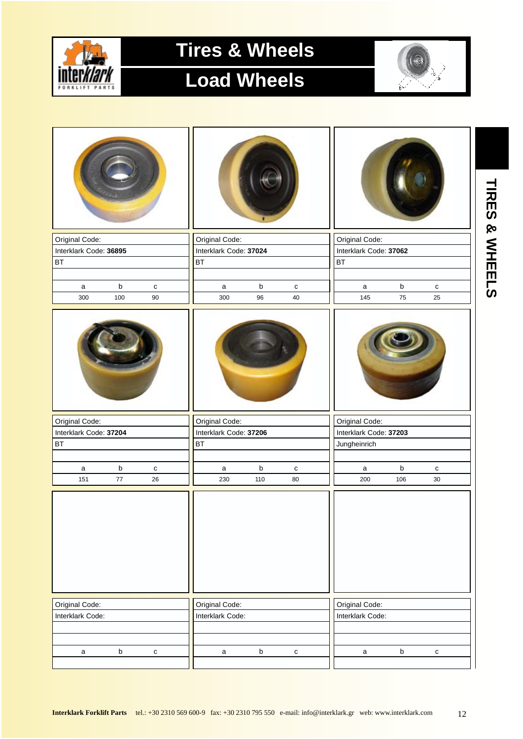# Tires & Wheels

## Load Wheels

| Original Code: | | |
|---|---|---|
| Interklark Code: **36895** | | |
| BT | | |
| | | |
| a | b | c |
| 300 | 100 | 90 |

| Original Code: | | |
|---|---|---|
| Interklark Code: **37024** | | |
| BT | | |
| | | |
| a | b | c |
| 300 | 96 | 40 |

| Original Code: | | |
|---|---|---|
| Interklark Code: **37062** | | |
| BT | | |
| | | |
| a | b | c |
| 145 | 75 | 25 |

| Original Code: | | |
|---|---|---|
| Interklark Code: **37204** | | |
| BT | | |
| | | |
| a | b | c |
| 151 | 77 | 26 |

| Original Code: | | |
|---|---|---|
| Interklark Code: **37206** | | |
| BT | | |
| | | |
| a | b | c |
| 230 | 110 | 80 |

| Original Code: | | |
|---|---|---|
| Interklark Code: **37203** | | |
| Jungheinrich | | |
| | | |
| a | b | c |
| 200 | 106 | 30 |

| Original Code: | | |
|---|---|---|
| Interklark Code: | | |
| | | |
| | | |
| a | b | c |
| | | |

| Original Code: | | |
|---|---|---|
| Interklark Code: | | |
| | | |
| | | |
| a | b | c |
| | | |

| Original Code: | | |
|---|---|---|
| Interklark Code: | | |
| | | |
| | | |
| a | b | c |
| | | |

TIRES & WHEELS

**Interklark Forklift Parts** tel.: +30 2310 569 600-9 fax: +30 2310 795 550 e-mail: info@interklark.gr web: www.interklark.com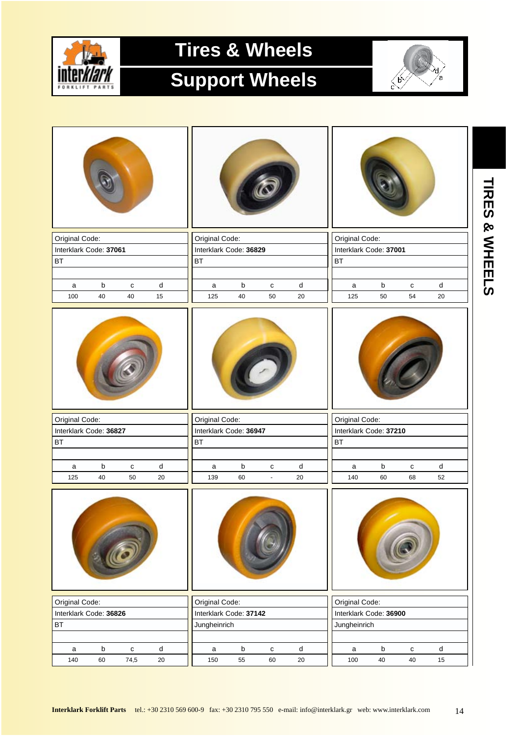# Tires & Wheels

## Support Wheels

TIRES & WHEELS

| Original Code: | | | |
|---|---|---|---|
| Interklark Code: **37061** | | | |
| BT | | | |
| | | | |
| a | b | c | d |
| 100 | 40 | 40 | 15 |

| Original Code: | | | |
|---|---|---|---|
| Interklark Code: **36829** | | | |
| BT | | | |
| | | | |
| a | b | c | d |
| 125 | 40 | 50 | 20 |

| Original Code: | | | |
|---|---|---|---|
| Interklark Code: **37001** | | | |
| BT | | | |
| | | | |
| a | b | c | d |
| 125 | 50 | 54 | 20 |

| Original Code: | | | |
|---|---|---|---|
| Interklark Code: **36827** | | | |
| BT | | | |
| | | | |
| a | b | c | d |
| 125 | 40 | 50 | 20 |

| Original Code: | | | |
|---|---|---|---|
| Interklark Code: **36947** | | | |
| BT | | | |
| | | | |
| a | b | c | d |
| 139 | 60 | - | 20 |

| Original Code: | | | |
|---|---|---|---|
| Interklark Code: **37210** | | | |
| BT | | | |
| | | | |
| a | b | c | d |
| 140 | 60 | 68 | 52 |

| Original Code: | | | |
|---|---|---|---|
| Interklark Code: **36826** | | | |
| BT | | | |
| | | | |
| a | b | c | d |
| 140 | 60 | 74,5 | 20 |

| Original Code: | | | |
|---|---|---|---|
| Interklark Code: **37142** | | | |
| Jungheinrich | | | |
| | | | |
| a | b | c | d |
| 150 | 55 | 60 | 20 |

| Original Code: | | | |
|---|---|---|---|
| Interklark Code: **36900** | | | |
| Jungheinrich | | | |
| | | | |
| a | b | c | d |
| 100 | 40 | 40 | 15 |

**Interklark Forklift Parts** tel.: +30 2310 569 600-9 fax: +30 2310 795 550 e-mail: info@interklark.gr web: www.interklark.com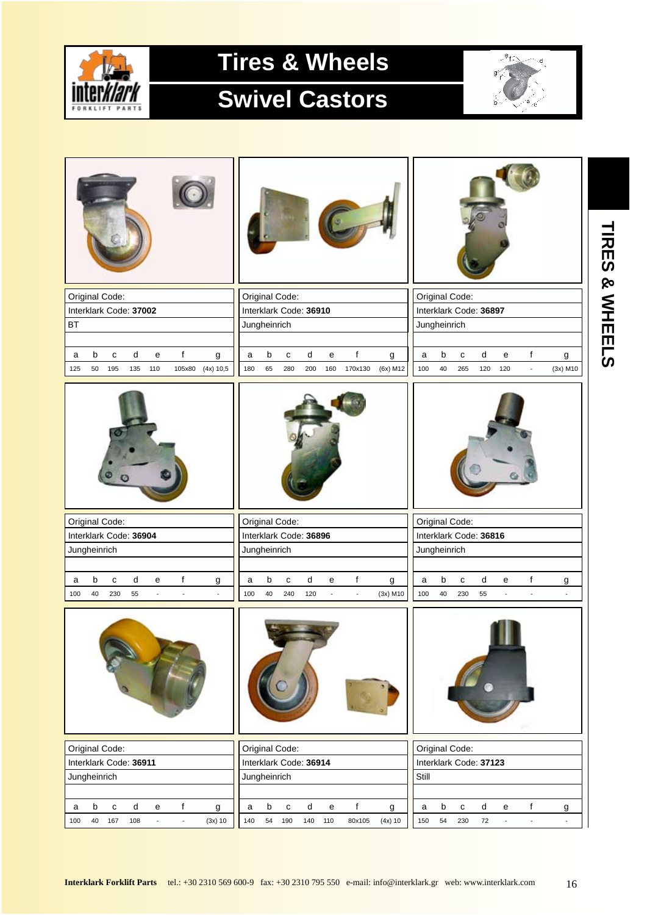# Tires & Wheels

## Swivel Castors

TIRES & WHEELS

| | | | | | | |
|---|---|---|---|---|---|---|
| Original Code: | | | | | | |
| Interklark Code: **37002** | | | | | | |
| BT | | | | | | |
| a | b | c | d | e | f | g |
| 125 | 50 | 195 | 135 | 110 | 105x80 | (4x) 10,5 |

| | | | | | | |
|---|---|---|---|---|---|---|
| Original Code: | | | | | | |
| Interklark Code: **36910** | | | | | | |
| Jungheinrich | | | | | | |
| a | b | c | d | e | f | g |
| 180 | 65 | 280 | 200 | 160 | 170x130 | (6x) M12 |

| | | | | | | |
|---|---|---|---|---|---|---|
| Original Code: | | | | | | |
| Interklark Code: **36897** | | | | | | |
| Jungheinrich | | | | | | |
| a | b | c | d | e | f | g |
| 100 | 40 | 265 | 120 | 120 | - | (3x) M10 |

| | | | | | | |
|---|---|---|---|---|---|---|
| Original Code: | | | | | | |
| Interklark Code: **36904** | | | | | | |
| Jungheinrich | | | | | | |
| a | b | c | d | e | f | g |
| 100 | 40 | 230 | 55 | - | - | - |

| | | | | | | |
|---|---|---|---|---|---|---|
| Original Code: | | | | | | |
| Interklark Code: **36896** | | | | | | |
| Jungheinrich | | | | | | |
| a | b | c | d | e | f | g |
| 100 | 40 | 240 | 120 | - | - | (3x) M10 |

| | | | | | | |
|---|---|---|---|---|---|---|
| Original Code: | | | | | | |
| Interklark Code: **36816** | | | | | | |
| Jungheinrich | | | | | | |
| a | b | c | d | e | f | g |
| 100 | 40 | 230 | 55 | - | - | - |

| | | | | | | |
|---|---|---|---|---|---|---|
| Original Code: | | | | | | |
| Interklark Code: **36911** | | | | | | |
| Jungheinrich | | | | | | |
| a | b | c | d | e | f | g |
| 100 | 40 | 167 | 108 | - | - | (3x) 10 |

| | | | | | | |
|---|---|---|---|---|---|---|
| Original Code: | | | | | | |
| Interklark Code: **36914** | | | | | | |
| Jungheinrich | | | | | | |
| a | b | c | d | e | f | g |
| 140 | 54 | 190 | 140 | 110 | 80x105 | (4x) 10 |

| | | | | | | |
|---|---|---|---|---|---|---|
| Original Code: | | | | | | |
| Interklark Code: **37123** | | | | | | |
| Still | | | | | | |
| a | b | c | d | e | f | g |
| 150 | 54 | 230 | 72 | - | - | - |

**Interklark Forklift Parts** tel.: +30 2310 569 600-9 fax: +30 2310 795 550 e-mail: info@interklark.gr web: www.interklark.com